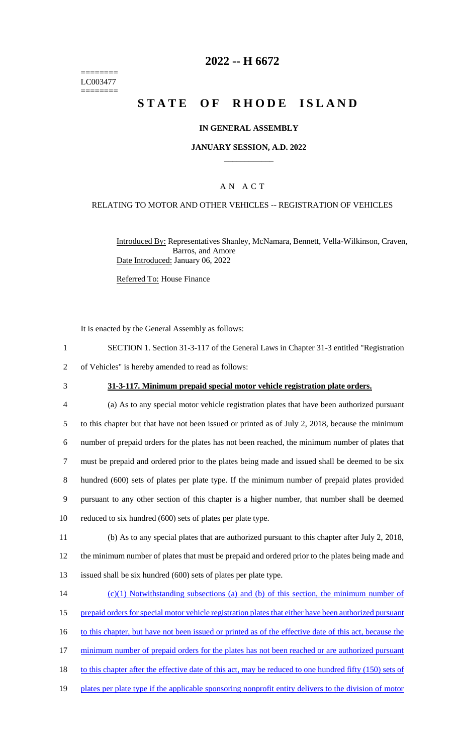========
LC003477
========

# 2022 -- H 6672

# STATE OF RHODE ISLAND

## IN GENERAL ASSEMBLY

### JANUARY SESSION, A.D. 2022

### A N A C T

RELATING TO MOTOR AND OTHER VEHICLES -- REGISTRATION OF VEHICLES

Introduced By: Representatives Shanley, McNamara, Bennett, Vella-Wilkinson, Craven, Barros, and Amore

Date Introduced: January 06, 2022

Referred To: House Finance

It is enacted by the General Assembly as follows:

1 SECTION 1. Section 31-3-117 of the General Laws in Chapter 31-3 entitled "Registration
2 of Vehicles" is hereby amended to read as follows:

3 **31-3-117. Minimum prepaid special motor vehicle registration plate orders.**

4 (a) As to any special motor vehicle registration plates that have been authorized pursuant
5 to this chapter but that have not been issued or printed as of July 2, 2018, because the minimum
6 number of prepaid orders for the plates has not been reached, the minimum number of plates that
7 must be prepaid and ordered prior to the plates being made and issued shall be deemed to be six
8 hundred (600) sets of plates per plate type. If the minimum number of prepaid plates provided
9 pursuant to any other section of this chapter is a higher number, that number shall be deemed
10 reduced to six hundred (600) sets of plates per plate type.

11 (b) As to any special plates that are authorized pursuant to this chapter after July 2, 2018,
12 the minimum number of plates that must be prepaid and ordered prior to the plates being made and
13 issued shall be six hundred (600) sets of plates per plate type.

14 (c)(1) Notwithstanding subsections (a) and (b) of this section, the minimum number of
15 prepaid orders for special motor vehicle registration plates that either have been authorized pursuant
16 to this chapter, but have not been issued or printed as of the effective date of this act, because the
17 minimum number of prepaid orders for the plates has not been reached or are authorized pursuant
18 to this chapter after the effective date of this act, may be reduced to one hundred fifty (150) sets of
19 plates per plate type if the applicable sponsoring nonprofit entity delivers to the division of motor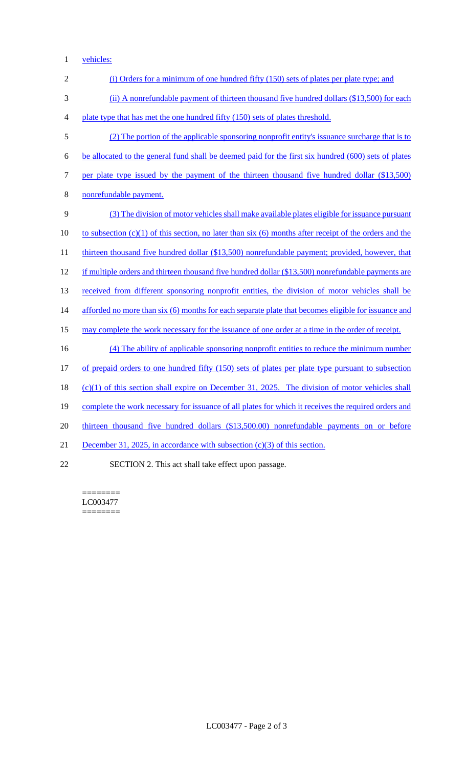vehicles:

(i) Orders for a minimum of one hundred fifty (150) sets of plates per plate type; and

(ii) A nonrefundable payment of thirteen thousand five hundred dollars ($13,500) for each plate type that has met the one hundred fifty (150) sets of plates threshold.

(2) The portion of the applicable sponsoring nonprofit entity's issuance surcharge that is to be allocated to the general fund shall be deemed paid for the first six hundred (600) sets of plates per plate type issued by the payment of the thirteen thousand five hundred dollar ($13,500) nonrefundable payment.

(3) The division of motor vehicles shall make available plates eligible for issuance pursuant to subsection (c)(1) of this section, no later than six (6) months after receipt of the orders and the thirteen thousand five hundred dollar ($13,500) nonrefundable payment; provided, however, that if multiple orders and thirteen thousand five hundred dollar ($13,500) nonrefundable payments are received from different sponsoring nonprofit entities, the division of motor vehicles shall be afforded no more than six (6) months for each separate plate that becomes eligible for issuance and may complete the work necessary for the issuance of one order at a time in the order of receipt.

(4) The ability of applicable sponsoring nonprofit entities to reduce the minimum number of prepaid orders to one hundred fifty (150) sets of plates per plate type pursuant to subsection (c)(1) of this section shall expire on December 31, 2025. The division of motor vehicles shall complete the work necessary for issuance of all plates for which it receives the required orders and thirteen thousand five hundred dollars ($13,500.00) nonrefundable payments on or before December 31, 2025, in accordance with subsection (c)(3) of this section.

SECTION 2. This act shall take effect upon passage.

========
LC003477
========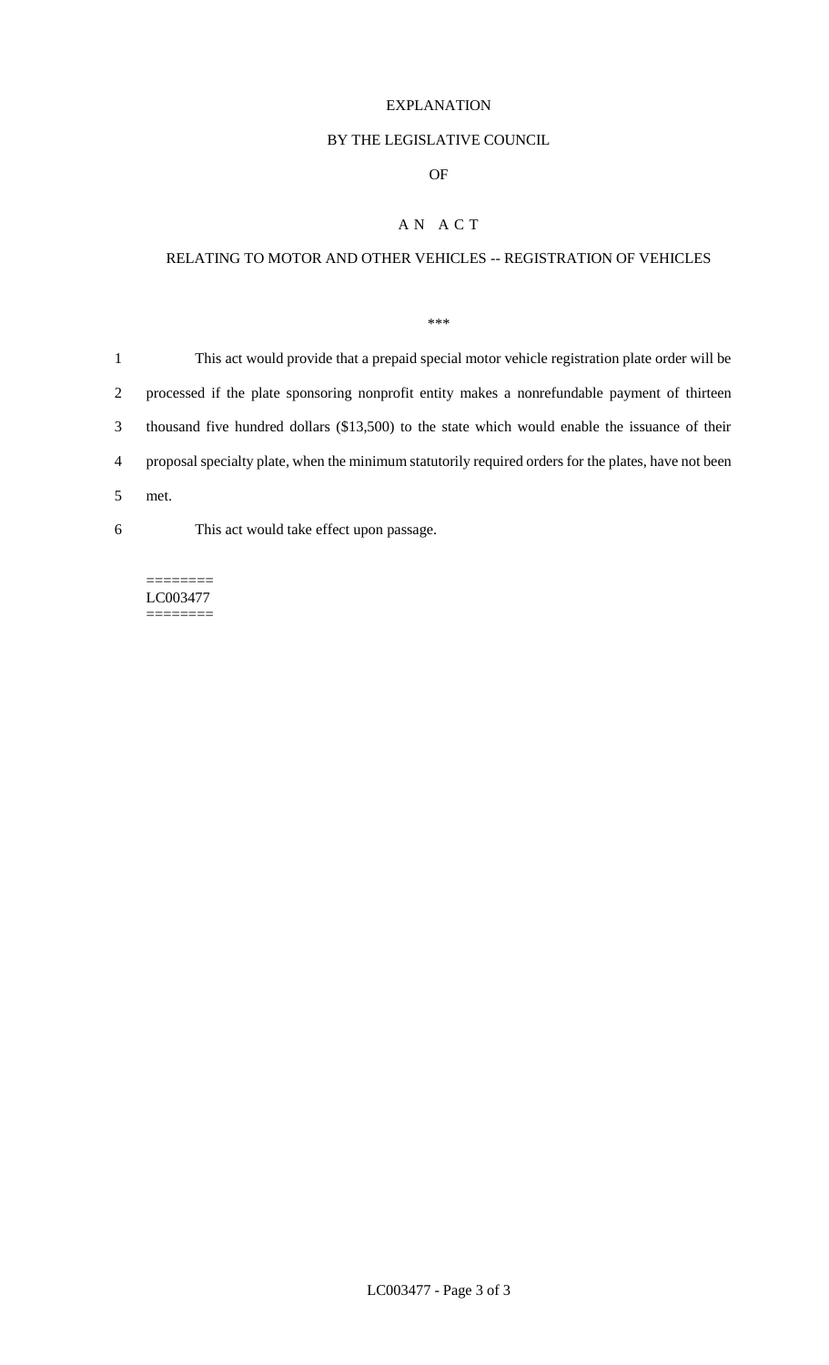EXPLANATION

BY THE LEGISLATIVE COUNCIL

OF

A N A C T

RELATING TO MOTOR AND OTHER VEHICLES -- REGISTRATION OF VEHICLES

\*\*\*

This act would provide that a prepaid special motor vehicle registration plate order will be processed if the plate sponsoring nonprofit entity makes a nonrefundable payment of thirteen thousand five hundred dollars ($13,500) to the state which would enable the issuance of their proposal specialty plate, when the minimum statutorily required orders for the plates, have not been met.

This act would take effect upon passage.

========
LC003477
========